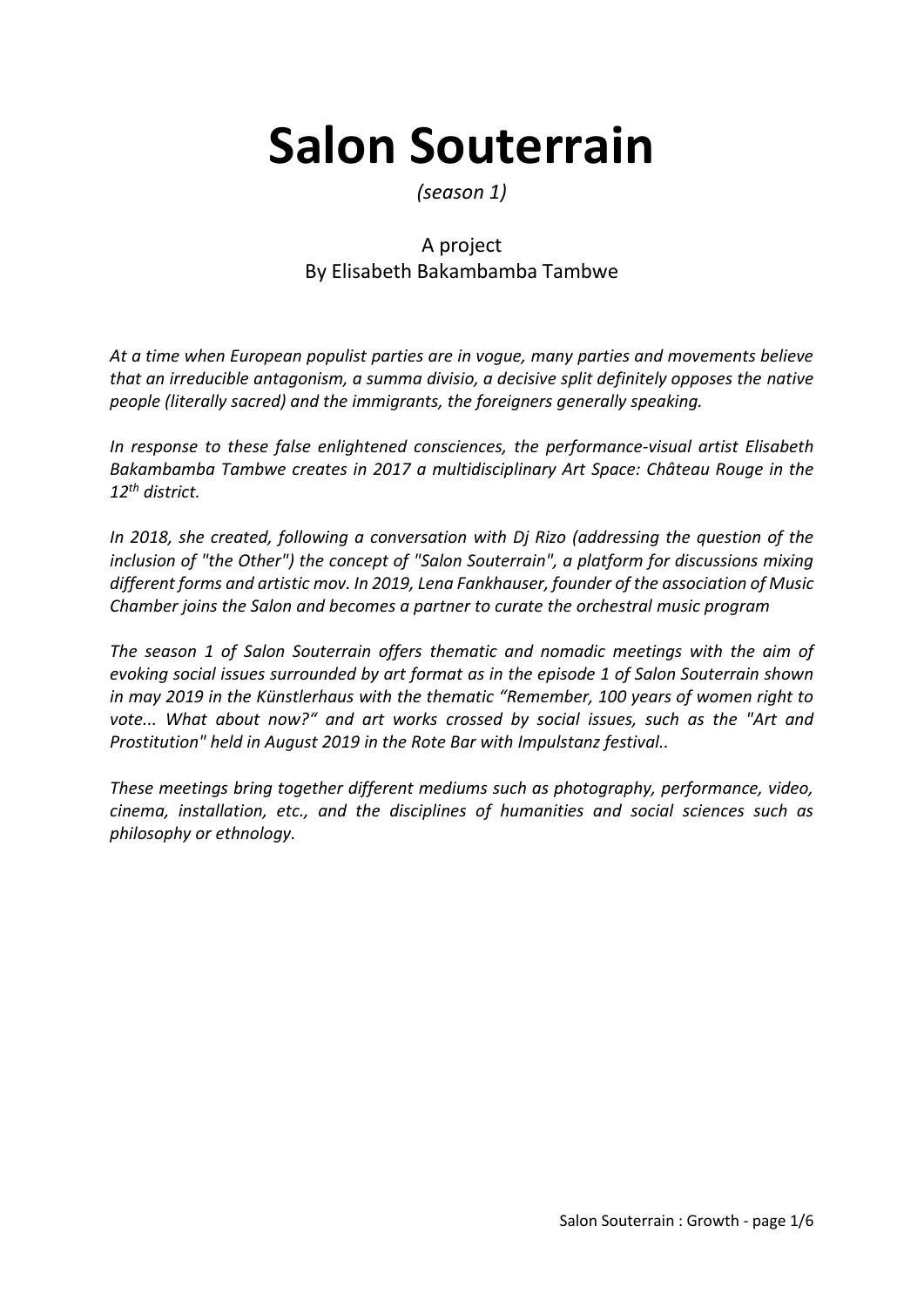# Salon Souterrain

*(season 1)*

A project
By Elisabeth Bakambamba Tambwe

*At a time when European populist parties are in vogue, many parties and movements believe that an irreducible antagonism, a summa divisio, a decisive split definitely opposes the native people (literally sacred) and the immigrants, the foreigners generally speaking.*

*In response to these false enlightened consciences, the performance-visual artist Elisabeth Bakambamba Tambwe creates in 2017 a multidisciplinary Art Space: Château Rouge in the 12th district.*

*In 2018, she created, following a conversation with Dj Rizo (addressing the question of the inclusion of "the Other") the concept of "Salon Souterrain", a platform for discussions mixing different forms and artistic mov. In 2019, Lena Fankhauser, founder of the association of Music Chamber joins the Salon and becomes a partner to curate the orchestral music program*

*The season 1 of Salon Souterrain offers thematic and nomadic meetings with the aim of evoking social issues surrounded by art format as in the episode 1 of Salon Souterrain shown in may 2019 in the Künstlerhaus with the thematic "Remember, 100 years of women right to vote... What about now?" and art works crossed by social issues, such as the "Art and Prostitution" held in August 2019 in the Rote Bar with Impulstanz festival..*

*These meetings bring together different mediums such as photography, performance, video, cinema, installation, etc., and the disciplines of humanities and social sciences such as philosophy or ethnology.*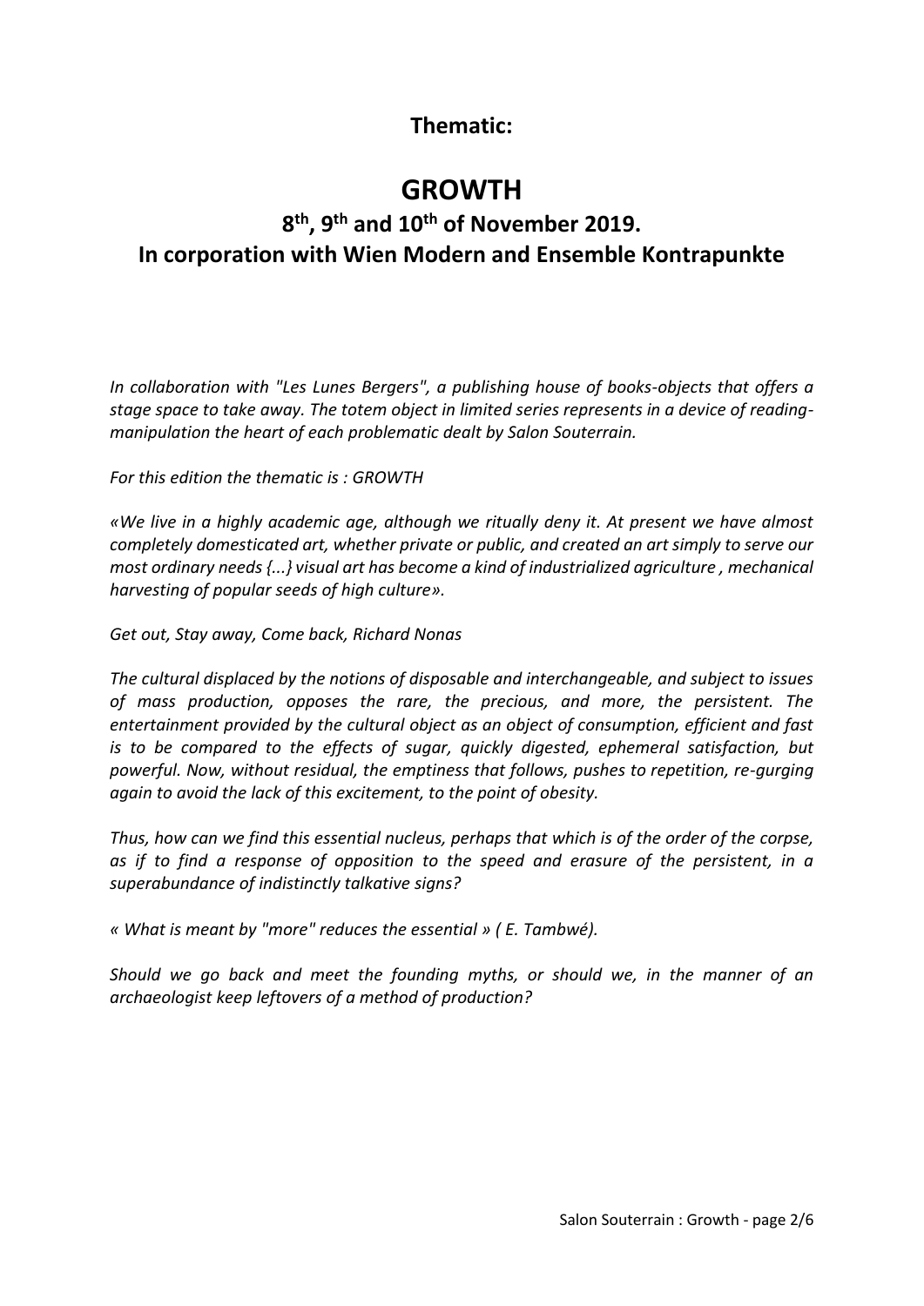## Thematic:

# GROWTH

## 8th, 9th and 10th of November 2019.
## In corporation with Wien Modern and Ensemble Kontrapunkte

*In collaboration with "Les Lunes Bergers", a publishing house of books-objects that offers a stage space to take away. The totem object in limited series represents in a device of reading-manipulation the heart of each problematic dealt by Salon Souterrain.*

*For this edition the thematic is : GROWTH*

*«We live in a highly academic age, although we ritually deny it. At present we have almost completely domesticated art, whether private or public, and created an art simply to serve our most ordinary needs {...} visual art has become a kind of industrialized agriculture , mechanical harvesting of popular seeds of high culture».*

*Get out, Stay away, Come back, Richard Nonas*

*The cultural displaced by the notions of disposable and interchangeable, and subject to issues of mass production, opposes the rare, the precious, and more, the persistent. The entertainment provided by the cultural object as an object of consumption, efficient and fast is to be compared to the effects of sugar, quickly digested, ephemeral satisfaction, but powerful. Now, without residual, the emptiness that follows, pushes to repetition, re-gurging again to avoid the lack of this excitement, to the point of obesity.*

*Thus, how can we find this essential nucleus, perhaps that which is of the order of the corpse, as if to find a response of opposition to the speed and erasure of the persistent, in a superabundance of indistinctly talkative signs?*

*« What is meant by "more" reduces the essential » ( E. Tambwé).*

*Should we go back and meet the founding myths, or should we, in the manner of an archaeologist keep leftovers of a method of production?*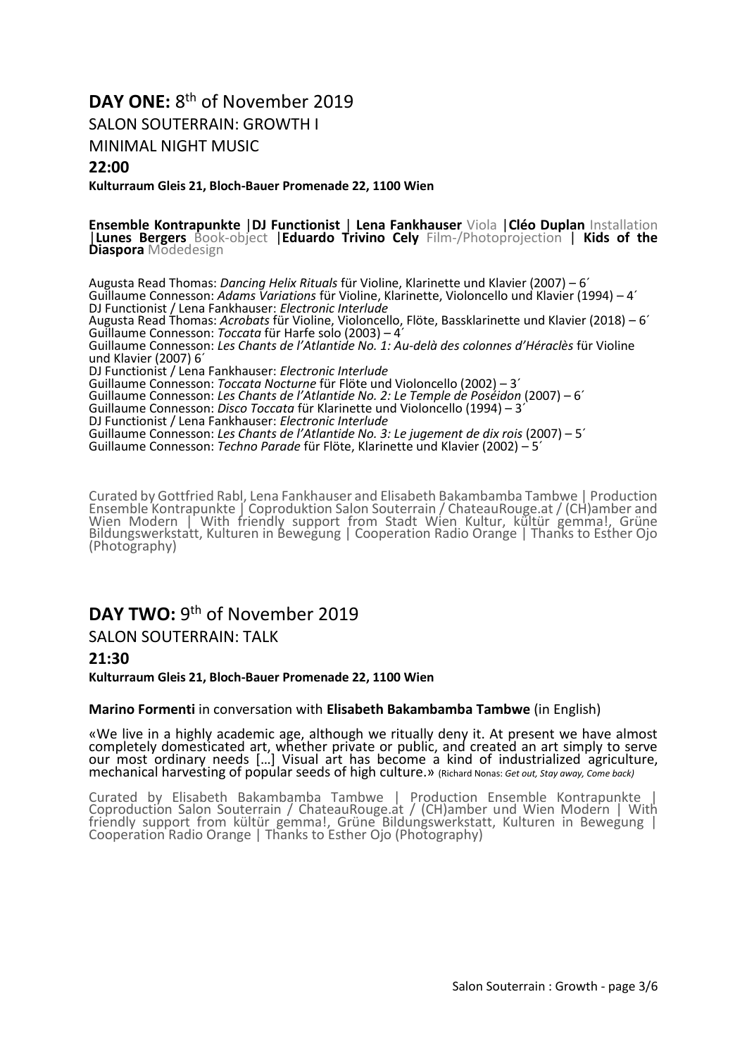## **DAY ONE:** 8th of November 2019

SALON SOUTERRAIN: GROWTH I

MINIMAL NIGHT MUSIC

**22:00**

**Kulturraum Gleis 21, Bloch-Bauer Promenade 22, 1100 Wien**

**Ensemble Kontrapunkte** |**DJ Functionist** | **Lena Fankhauser** Viola |**Cléo Duplan** Installation |**Lunes Bergers** Book-object |**Eduardo Trivino Cely** Film-/Photoprojection | **Kids of the Diaspora** Modedesign

Augusta Read Thomas: *Dancing Helix Rituals* für Violine, Klarinette und Klavier (2007) – 6´
Guillaume Connesson: *Adams Variations* für Violine, Klarinette, Violoncello und Klavier (1994) – 4´
DJ Functionist / Lena Fankhauser: *Electronic Interlude*
Augusta Read Thomas: *Acrobats* für Violine, Violoncello, Flöte, Bassklarinette und Klavier (2018) – 6´
Guillaume Connesson: *Toccata* für Harfe solo (2003) – 4´
Guillaume Connesson: *Les Chants de l'Atlantide No. 1: Au-delà des colonnes d'Héraclès* für Violine und Klavier (2007) 6´
DJ Functionist / Lena Fankhauser: *Electronic Interlude*
Guillaume Connesson: *Toccata Nocturne* für Flöte und Violoncello (2002) – 3´
Guillaume Connesson: *Les Chants de l'Atlantide No. 2: Le Temple de Poséidon* (2007) – 6´
Guillaume Connesson: *Disco Toccata* für Klarinette und Violoncello (1994) – 3´
DJ Functionist / Lena Fankhauser: *Electronic Interlude*
Guillaume Connesson: *Les Chants de l'Atlantide No. 3: Le jugement de dix rois* (2007) – 5´
Guillaume Connesson: *Techno Parade* für Flöte, Klarinette und Klavier (2002) – 5´

Curated by Gottfried Rabl, Lena Fankhauser and Elisabeth Bakambamba Tambwe | Production Ensemble Kontrapunkte | Coproduktion Salon Souterrain / ChateauRouge.at / (CH)amber and Wien Modern | With friendly support from Stadt Wien Kultur, kültür gemma!, Grüne Bildungswerkstatt, Kulturen in Bewegung | Cooperation Radio Orange | Thanks to Esther Ojo (Photography)

## **DAY TWO:** 9th of November 2019

SALON SOUTERRAIN: TALK

**21:30**

**Kulturraum Gleis 21, Bloch-Bauer Promenade 22, 1100 Wien**

**Marino Formenti** in conversation with **Elisabeth Bakambamba Tambwe** (in English)

«We live in a highly academic age, although we ritually deny it. At present we have almost completely domesticated art, whether private or public, and created an art simply to serve our most ordinary needs […] Visual art has become a kind of industrialized agriculture, mechanical harvesting of popular seeds of high culture.» (Richard Nonas: *Get out, Stay away, Come back)*

Curated by Elisabeth Bakambamba Tambwe | Production Ensemble Kontrapunkte | Coproduction Salon Souterrain / ChateauRouge.at / (CH)amber und Wien Modern | With friendly support from kültür gemma!, Grüne Bildungswerkstatt, Kulturen in Bewegung | Cooperation Radio Orange | Thanks to Esther Ojo (Photography)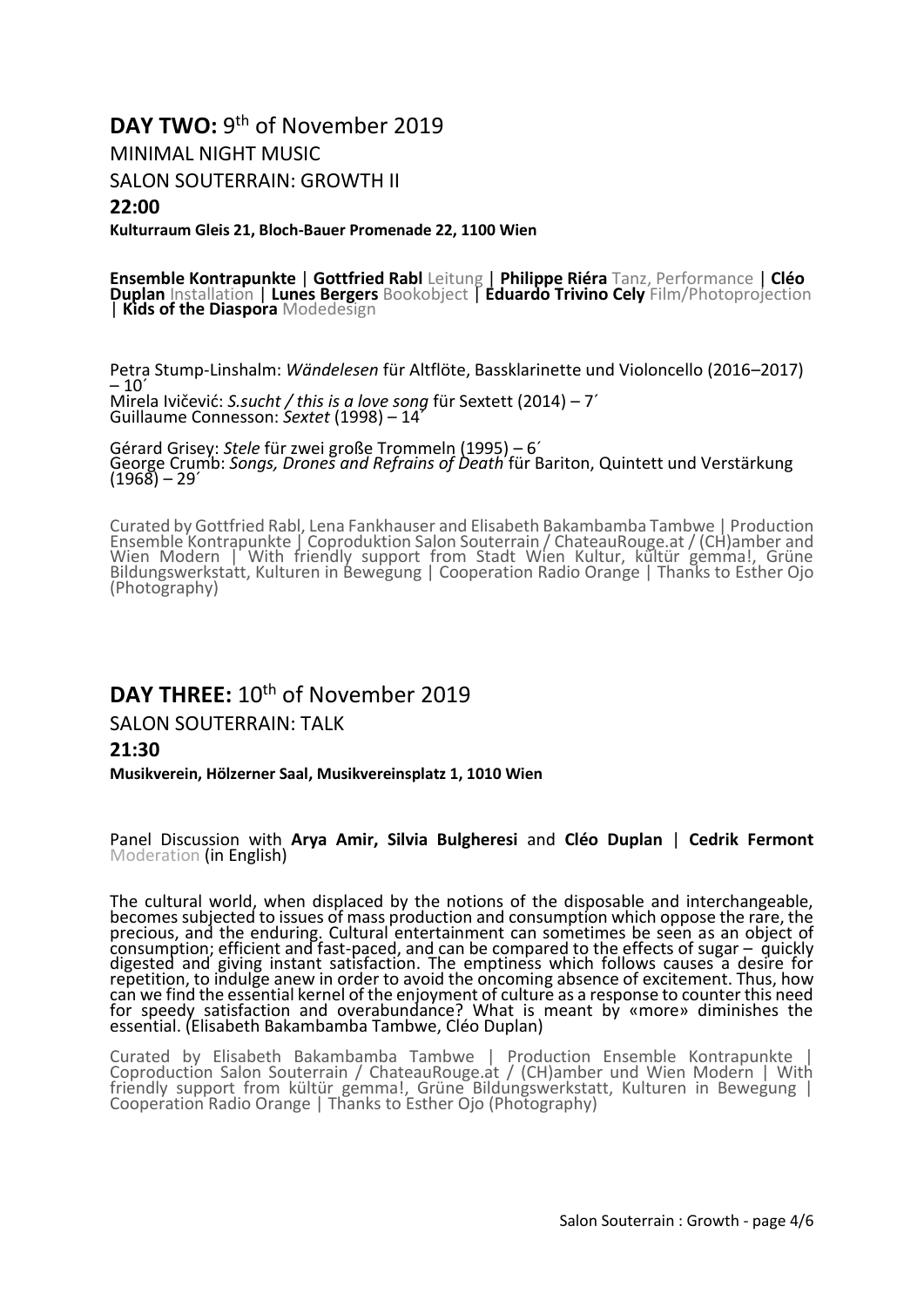## DAY TWO: 9th of November 2019

MINIMAL NIGHT MUSIC

SALON SOUTERRAIN: GROWTH II

**22:00**

**Kulturraum Gleis 21, Bloch-Bauer Promenade 22, 1100 Wien**

**Ensemble Kontrapunkte** | **Gottfried Rabl** Leitung | **Philippe Riéra** Tanz, Performance | **Cléo Duplan** Installation | **Lunes Bergers** Bookobject | **Eduardo Trivino Cely** Film/Photoprojection | **Kids of the Diaspora** Modedesign

Petra Stump-Linshalm: *Wändelesen* für Altflöte, Bassklarinette und Violoncello (2016–2017) – 10´
Mirela Ivičević: *S.sucht / this is a love song* für Sextett (2014) – 7´
Guillaume Connesson: *Sextet* (1998) – 14´

Gérard Grisey: *Stele* für zwei große Trommeln (1995) – 6´
George Crumb: *Songs, Drones and Refrains of Death* für Bariton, Quintett und Verstärkung (1968) – 29´

Curated by Gottfried Rabl, Lena Fankhauser and Elisabeth Bakambamba Tambwe | Production Ensemble Kontrapunkte | Coproduktion Salon Souterrain / ChateauRouge.at / (CH)amber and Wien Modern | With friendly support from Stadt Wien Kultur, kültür gemma!, Grüne Bildungswerkstatt, Kulturen in Bewegung | Cooperation Radio Orange | Thanks to Esther Ojo (Photography)

## DAY THREE: 10th of November 2019

SALON SOUTERRAIN: TALK

**21:30**

**Musikverein, Hölzerner Saal, Musikvereinsplatz 1, 1010 Wien**

Panel Discussion with **Arya Amir, Silvia Bulgheresi** and **Cléo Duplan** | **Cedrik Fermont** Moderation (in English)

The cultural world, when displaced by the notions of the disposable and interchangeable, becomes subjected to issues of mass production and consumption which oppose the rare, the precious, and the enduring. Cultural entertainment can sometimes be seen as an object of consumption; efficient and fast-paced, and can be compared to the effects of sugar – quickly digested and giving instant satisfaction. The emptiness which follows causes a desire for repetition, to indulge anew in order to avoid the oncoming absence of excitement. Thus, how can we find the essential kernel of the enjoyment of culture as a response to counter this need for speedy satisfaction and overabundance? What is meant by «more» diminishes the essential. (Elisabeth Bakambamba Tambwe, Cléo Duplan)

Curated by Elisabeth Bakambamba Tambwe | Production Ensemble Kontrapunkte | Coproduction Salon Souterrain / ChateauRouge.at / (CH)amber und Wien Modern | With friendly support from kültür gemma!, Grüne Bildungswerkstatt, Kulturen in Bewegung | Cooperation Radio Orange | Thanks to Esther Ojo (Photography)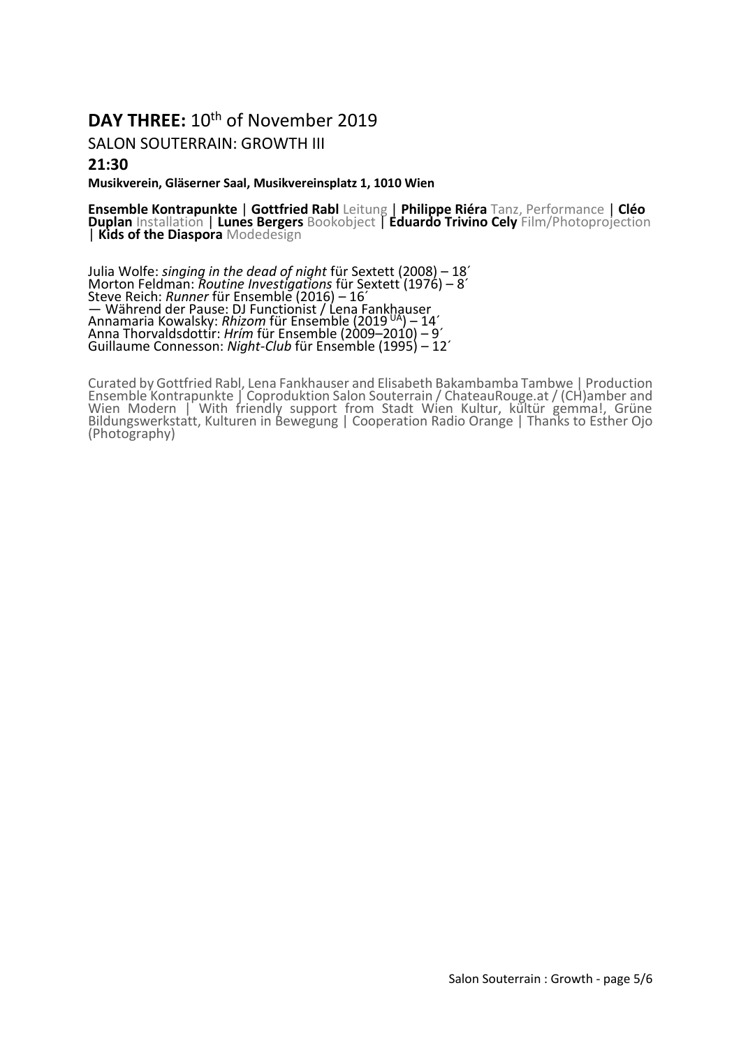## **DAY THREE:** 10th of November 2019

SALON SOUTERRAIN: GROWTH III

**21:30**

**Musikverein, Gläserner Saal, Musikvereinsplatz 1, 1010 Wien**

**Ensemble Kontrapunkte** | **Gottfried Rabl** Leitung | **Philippe Riéra** Tanz, Performance | **Cléo Duplan** Installation | **Lunes Bergers** Bookobject | **Eduardo Trivino Cely** Film/Photoprojection | **Kids of the Diaspora** Modedesign

Julia Wolfe: *singing in the dead of night* für Sextett (2008) – 18´
Morton Feldman: *Routine Investigations* für Sextett (1976) – 8´
Steve Reich: *Runner* für Ensemble (2016) – 16´
— Während der Pause: DJ Functionist / Lena Fankhauser
Annamaria Kowalsky: *Rhizom* für Ensemble (2019 UA) – 14´
Anna Thorvaldsdottir: *Hrím* für Ensemble (2009–2010) – 9´
Guillaume Connesson: *Night-Club* für Ensemble (1995) – 12´

Curated by Gottfried Rabl, Lena Fankhauser and Elisabeth Bakambamba Tambwe | Production Ensemble Kontrapunkte | Coproduktion Salon Souterrain / ChateauRouge.at / (CH)amber and Wien Modern | With friendly support from Stadt Wien Kultur, kültür gemma!, Grüne Bildungswerkstatt, Kulturen in Bewegung | Cooperation Radio Orange | Thanks to Esther Ojo (Photography)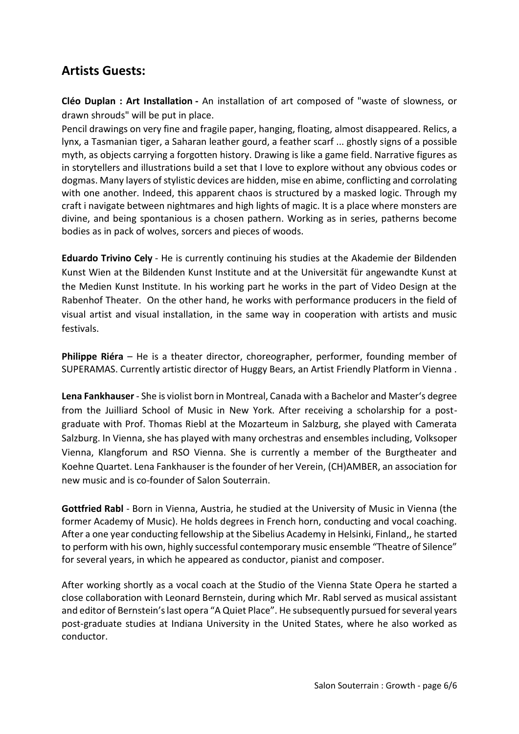## Artists Guests:

**Cléo Duplan : Art Installation -** An installation of art composed of "waste of slowness, or drawn shrouds" will be put in place.
Pencil drawings on very fine and fragile paper, hanging, floating, almost disappeared. Relics, a lynx, a Tasmanian tiger, a Saharan leather gourd, a feather scarf ... ghostly signs of a possible myth, as objects carrying a forgotten history. Drawing is like a game field. Narrative figures as in storytellers and illustrations build a set that I love to explore without any obvious codes or dogmas. Many layers of stylistic devices are hidden, mise en abime, conflicting and corrolating with one another. Indeed, this apparent chaos is structured by a masked logic. Through my craft i navigate between nightmares and high lights of magic. It is a place where monsters are divine, and being spontanious is a chosen pathern. Working as in series, patherns become bodies as in pack of wolves, sorcers and pieces of woods.

**Eduardo Trivino Cely** - He is currently continuing his studies at the Akademie der Bildenden Kunst Wien at the Bildenden Kunst Institute and at the Universität für angewandte Kunst at the Medien Kunst Institute. In his working part he works in the part of Video Design at the Rabenhof Theater. On the other hand, he works with performance producers in the field of visual artist and visual installation, in the same way in cooperation with artists and music festivals.

**Philippe Riéra** – He is a theater director, choreographer, performer, founding member of SUPERAMAS. Currently artistic director of Huggy Bears, an Artist Friendly Platform in Vienna .

**Lena Fankhauser** - She is violist born in Montreal, Canada with a Bachelor and Master's degree from the Juilliard School of Music in New York. After receiving a scholarship for a post-graduate with Prof. Thomas Riebl at the Mozarteum in Salzburg, she played with Camerata Salzburg. In Vienna, she has played with many orchestras and ensembles including, Volksoper Vienna, Klangforum and RSO Vienna. She is currently a member of the Burgtheater and Koehne Quartet. Lena Fankhauser is the founder of her Verein, (CH)AMBER, an association for new music and is co-founder of Salon Souterrain.

**Gottfried Rabl** - Born in Vienna, Austria, he studied at the University of Music in Vienna (the former Academy of Music). He holds degrees in French horn, conducting and vocal coaching. After a one year conducting fellowship at the Sibelius Academy in Helsinki, Finland,, he started to perform with his own, highly successful contemporary music ensemble "Theatre of Silence" for several years, in which he appeared as conductor, pianist and composer.

After working shortly as a vocal coach at the Studio of the Vienna State Opera he started a close collaboration with Leonard Bernstein, during which Mr. Rabl served as musical assistant and editor of Bernstein's last opera "A Quiet Place". He subsequently pursued for several years post-graduate studies at Indiana University in the United States, where he also worked as conductor.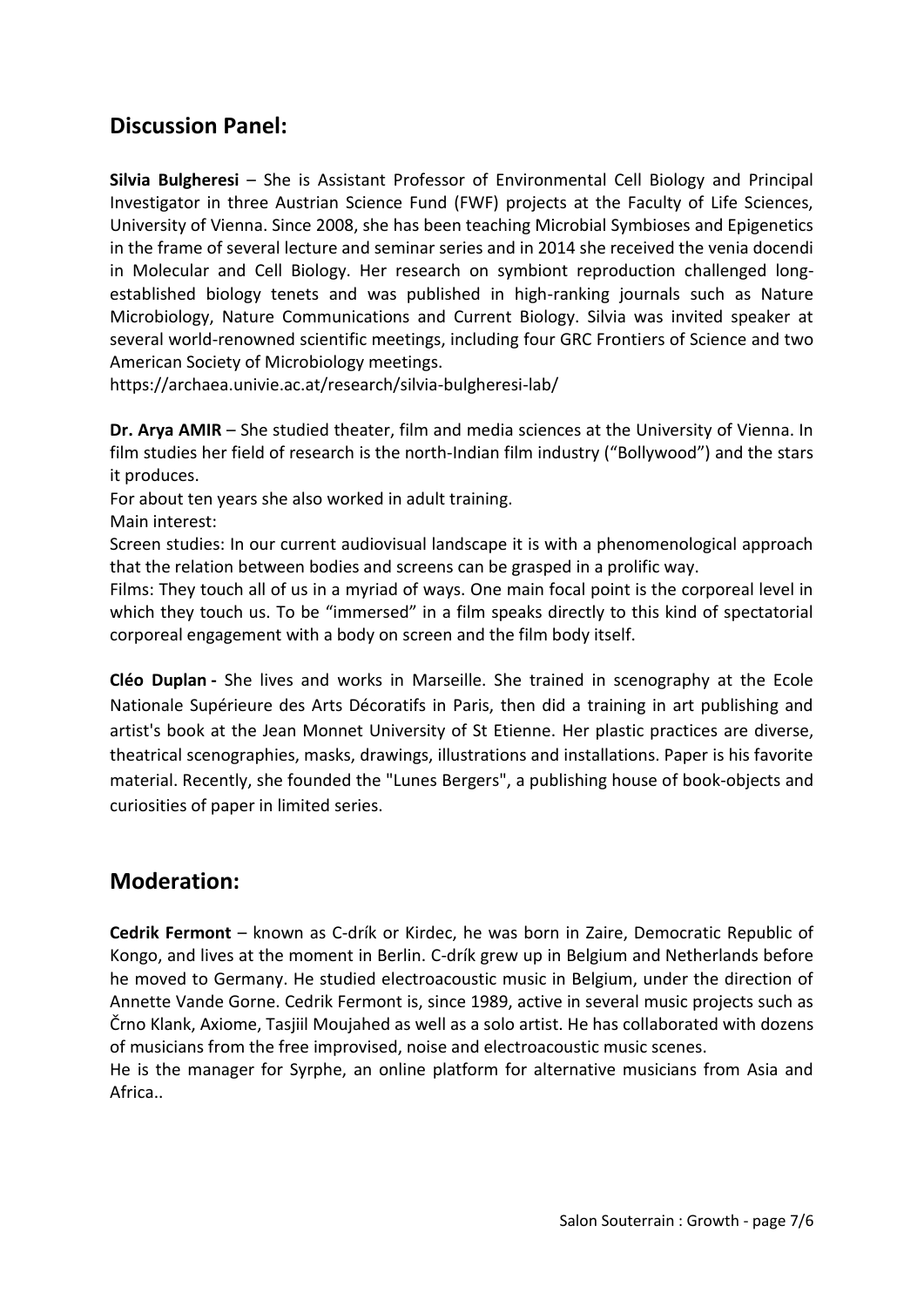## Discussion Panel:

**Silvia Bulgheresi** – She is Assistant Professor of Environmental Cell Biology and Principal Investigator in three Austrian Science Fund (FWF) projects at the Faculty of Life Sciences, University of Vienna. Since 2008, she has been teaching Microbial Symbioses and Epigenetics in the frame of several lecture and seminar series and in 2014 she received the venia docendi in Molecular and Cell Biology. Her research on symbiont reproduction challenged long-established biology tenets and was published in high-ranking journals such as Nature Microbiology, Nature Communications and Current Biology. Silvia was invited speaker at several world-renowned scientific meetings, including four GRC Frontiers of Science and two American Society of Microbiology meetings.
https://archaea.univie.ac.at/research/silvia-bulgheresi-lab/

**Dr. Arya AMIR** – She studied theater, film and media sciences at the University of Vienna. In film studies her field of research is the north-Indian film industry ("Bollywood") and the stars it produces.
For about ten years she also worked in adult training.
Main interest:
Screen studies: In our current audiovisual landscape it is with a phenomenological approach that the relation between bodies and screens can be grasped in a prolific way.
Films: They touch all of us in a myriad of ways. One main focal point is the corporeal level in which they touch us. To be "immersed" in a film speaks directly to this kind of spectatorial corporeal engagement with a body on screen and the film body itself.

**Cléo Duplan -** She lives and works in Marseille. She trained in scenography at the Ecole Nationale Supérieure des Arts Décoratifs in Paris, then did a training in art publishing and artist's book at the Jean Monnet University of St Etienne. Her plastic practices are diverse, theatrical scenographies, masks, drawings, illustrations and installations. Paper is his favorite material. Recently, she founded the "Lunes Bergers", a publishing house of book-objects and curiosities of paper in limited series.

## Moderation:

**Cedrik Fermont** – known as C-drík or Kirdec, he was born in Zaire, Democratic Republic of Kongo, and lives at the moment in Berlin. C-drík grew up in Belgium and Netherlands before he moved to Germany. He studied electroacoustic music in Belgium, under the direction of Annette Vande Gorne. Cedrik Fermont is, since 1989, active in several music projects such as Črno Klank, Axiome, Tasjiil Moujahed as well as a solo artist. He has collaborated with dozens of musicians from the free improvised, noise and electroacoustic music scenes.
He is the manager for Syrphe, an online platform for alternative musicians from Asia and Africa..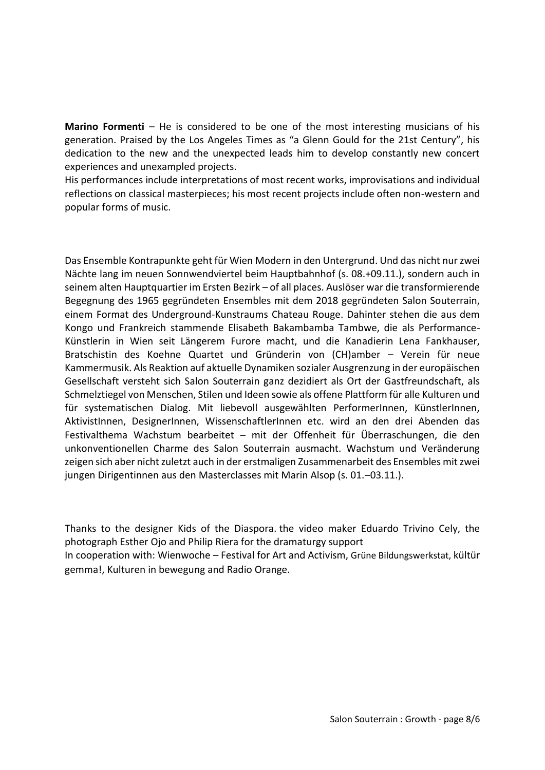**Marino Formenti** – He is considered to be one of the most interesting musicians of his generation. Praised by the Los Angeles Times as "a Glenn Gould for the 21st Century", his dedication to the new and the unexpected leads him to develop constantly new concert experiences and unexampled projects.
His performances include interpretations of most recent works, improvisations and individual reflections on classical masterpieces; his most recent projects include often non-western and popular forms of music.

Das Ensemble Kontrapunkte geht für Wien Modern in den Untergrund. Und das nicht nur zwei Nächte lang im neuen Sonnwendviertel beim Hauptbahnhof (s. 08.+09.11.), sondern auch in seinem alten Hauptquartier im Ersten Bezirk – of all places. Auslöser war die transformierende Begegnung des 1965 gegründeten Ensembles mit dem 2018 gegründeten Salon Souterrain, einem Format des Underground-Kunstraums Chateau Rouge. Dahinter stehen die aus dem Kongo und Frankreich stammende Elisabeth Bakambamba Tambwe, die als Performance-Künstlerin in Wien seit Längerem Furore macht, und die Kanadierin Lena Fankhauser, Bratschistin des Koehne Quartet und Gründerin von (CH)amber – Verein für neue Kammermusik. Als Reaktion auf aktuelle Dynamiken sozialer Ausgrenzung in der europäischen Gesellschaft versteht sich Salon Souterrain ganz dezidiert als Ort der Gastfreundschaft, als Schmelztiegel von Menschen, Stilen und Ideen sowie als offene Plattform für alle Kulturen und für systematischen Dialog. Mit liebevoll ausgewählten PerformerInnen, KünstlerInnen, AktivistInnen, DesignerInnen, WissenschaftlerInnen etc. wird an den drei Abenden das Festivalthema Wachstum bearbeitet – mit der Offenheit für Überraschungen, die den unkonventionellen Charme des Salon Souterrain ausmacht. Wachstum und Veränderung zeigen sich aber nicht zuletzt auch in der erstmaligen Zusammenarbeit des Ensembles mit zwei jungen Dirigentinnen aus den Masterclasses mit Marin Alsop (s. 01.–03.11.).

Thanks to the designer Kids of the Diaspora. the video maker Eduardo Trivino Cely, the photograph Esther Ojo and Philip Riera for the dramaturgy support
In cooperation with: Wienwoche – Festival for Art and Activism, Grüne Bildungswerkstat, kültür gemma!, Kulturen in bewegung and Radio Orange.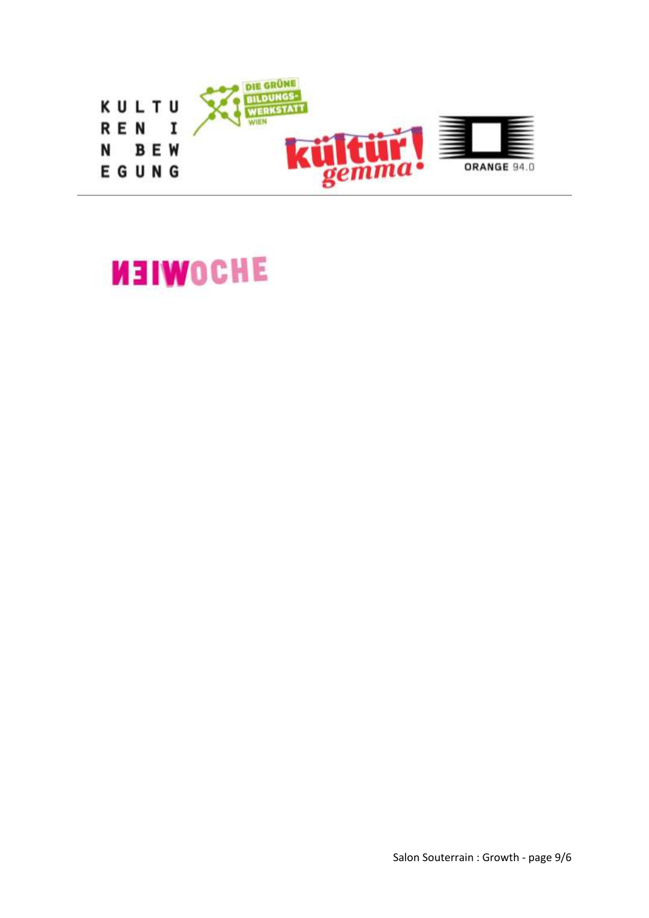KULTUREN IN BEWEGUNG

DIE GRÜNE BILDUNGS-WERKSTATT WIEN

kültür gemma!

ORANGE 94.0

WIENWOCHE